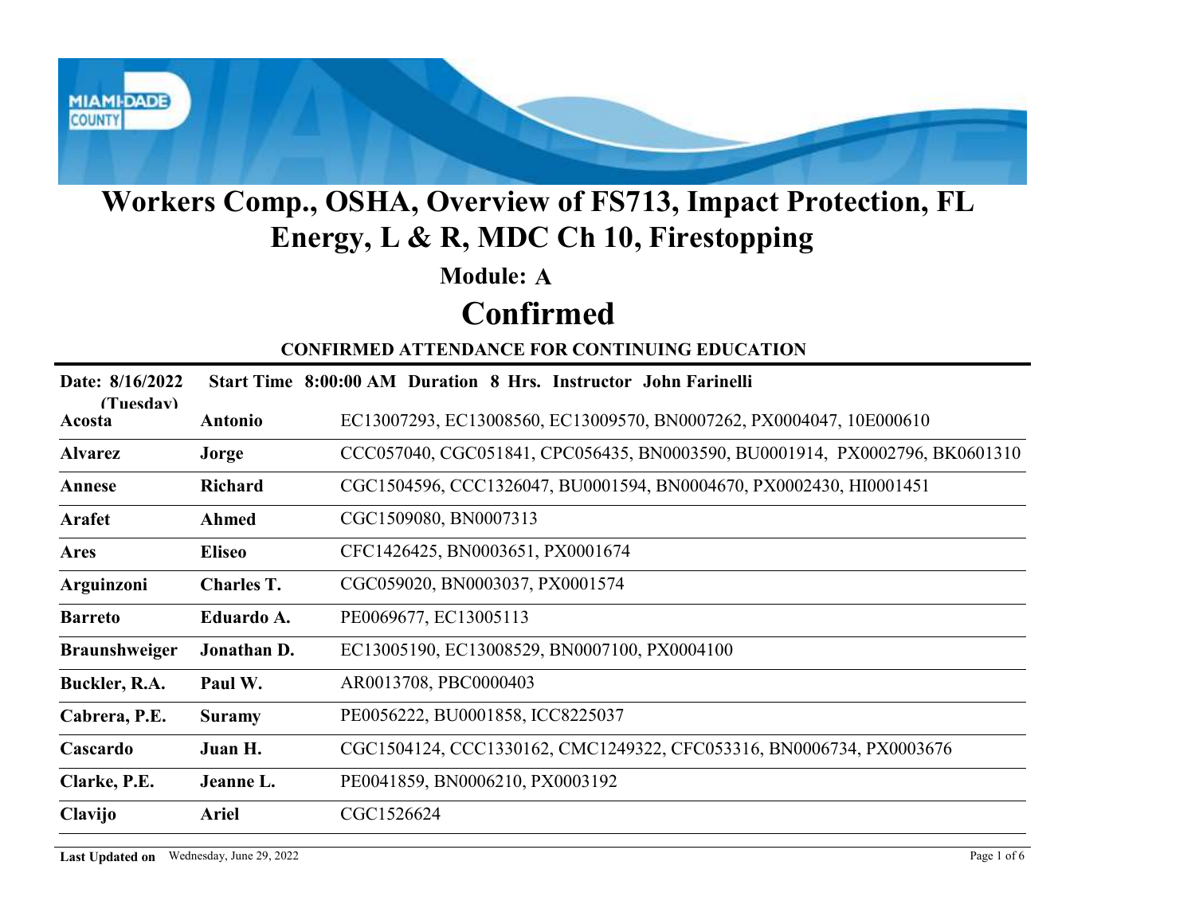# Workers Comp., OSHA, Overview of FS713, Impact Protection, FL Energy, L & R, MDC Ch 10, Firestopping

## Module: A

# Confirmed

### CONFIRMED ATTENDANCE FOR CONTINUING EDUCATION

**Date: 8/16/2022 (Tuesday)** **Start Time 8:00:00 AM** **Duration 8 Hrs.** **Instructor John Farinelli**

| Last Name | First Name | Licenses |
|---|---|---|
| **Acosta** | **Antonio** | EC13007293, EC13008560, EC13009570, BN0007262, PX0004047, 10E000610 |
| **Alvarez** | **Jorge** | CCC057040, CGC051841, CPC056435, BN0003590, BU0001914, PX0002796, BK0601310 |
| **Annese** | **Richard** | CGC1504596, CCC1326047, BU0001594, BN0004670, PX0002430, HI0001451 |
| **Arafet** | **Ahmed** | CGC1509080, BN0007313 |
| **Ares** | **Eliseo** | CFC1426425, BN0003651, PX0001674 |
| **Arguinzoni** | **Charles T.** | CGC059020, BN0003037, PX0001574 |
| **Barreto** | **Eduardo A.** | PE0069677, EC13005113 |
| **Braunshweiger** | **Jonathan D.** | EC13005190, EC13008529, BN0007100, PX0004100 |
| **Buckler, R.A.** | **Paul W.** | AR0013708, PBC0000403 |
| **Cabrera, P.E.** | **Suramy** | PE0056222, BU0001858, ICC8225037 |
| **Cascardo** | **Juan H.** | CGC1504124, CCC1330162, CMC1249322, CFC053316, BN0006734, PX0003676 |
| **Clarke, P.E.** | **Jeanne L.** | PE0041859, BN0006210, PX0003192 |
| **Clavijo** | **Ariel** | CGC1526624 |

**Last Updated on** Wednesday, June 29, 2022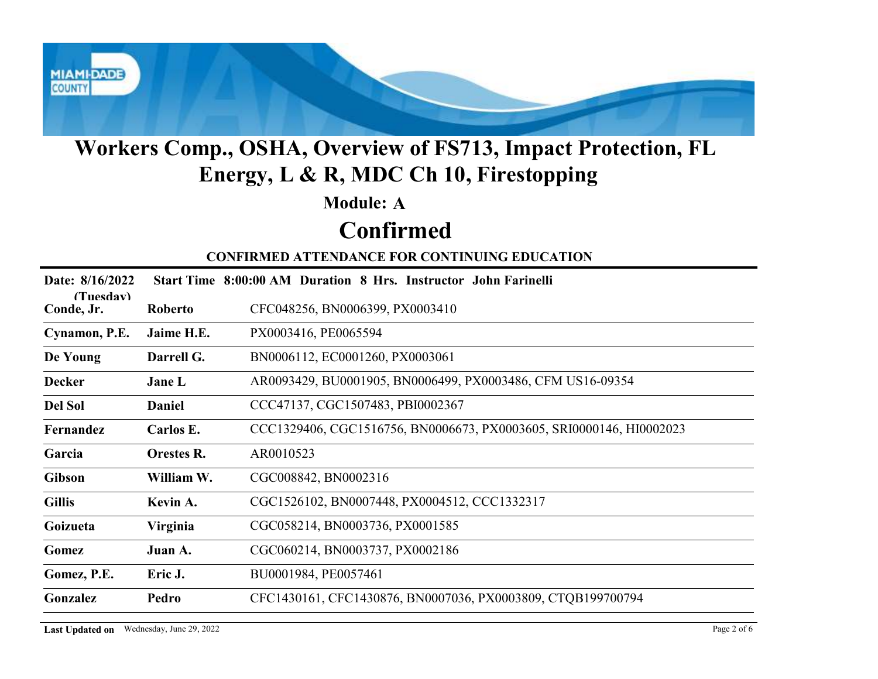# Workers Comp., OSHA, Overview of FS713, Impact Protection, FL Energy, L & R, MDC Ch 10, Firestopping

## Module: A

## Confirmed

### CONFIRMED ATTENDANCE FOR CONTINUING EDUCATION

**Date: 8/16/2022 (Tuesday)** **Start Time 8:00:00 AM Duration 8 Hrs. Instructor John Farinelli**

| Last Name | First Name | Licenses |
|---|---|---|
| **Conde, Jr.** | **Roberto** | CFC048256, BN0006399, PX0003410 |
| **Cynamon, P.E.** | **Jaime H.E.** | PX0003416, PE0065594 |
| **De Young** | **Darrell G.** | BN0006112, EC0001260, PX0003061 |
| **Decker** | **Jane L** | AR0093429, BU0001905, BN0006499, PX0003486, CFM US16-09354 |
| **Del Sol** | **Daniel** | CCC47137, CGC1507483, PBI0002367 |
| **Fernandez** | **Carlos E.** | CCC1329406, CGC1516756, BN0006673, PX0003605, SRI0000146, HI0002023 |
| **Garcia** | **Orestes R.** | AR0010523 |
| **Gibson** | **William W.** | CGC008842, BN0002316 |
| **Gillis** | **Kevin A.** | CGC1526102, BN0007448, PX0004512, CCC1332317 |
| **Goizueta** | **Virginia** | CGC058214, BN0003736, PX0001585 |
| **Gomez** | **Juan A.** | CGC060214, BN0003737, PX0002186 |
| **Gomez, P.E.** | **Eric J.** | BU0001984, PE0057461 |
| **Gonzalez** | **Pedro** | CFC1430161, CFC1430876, BN0007036, PX0003809, CTQB199700794 |

**Last Updated on** Wednesday, June 29, 2022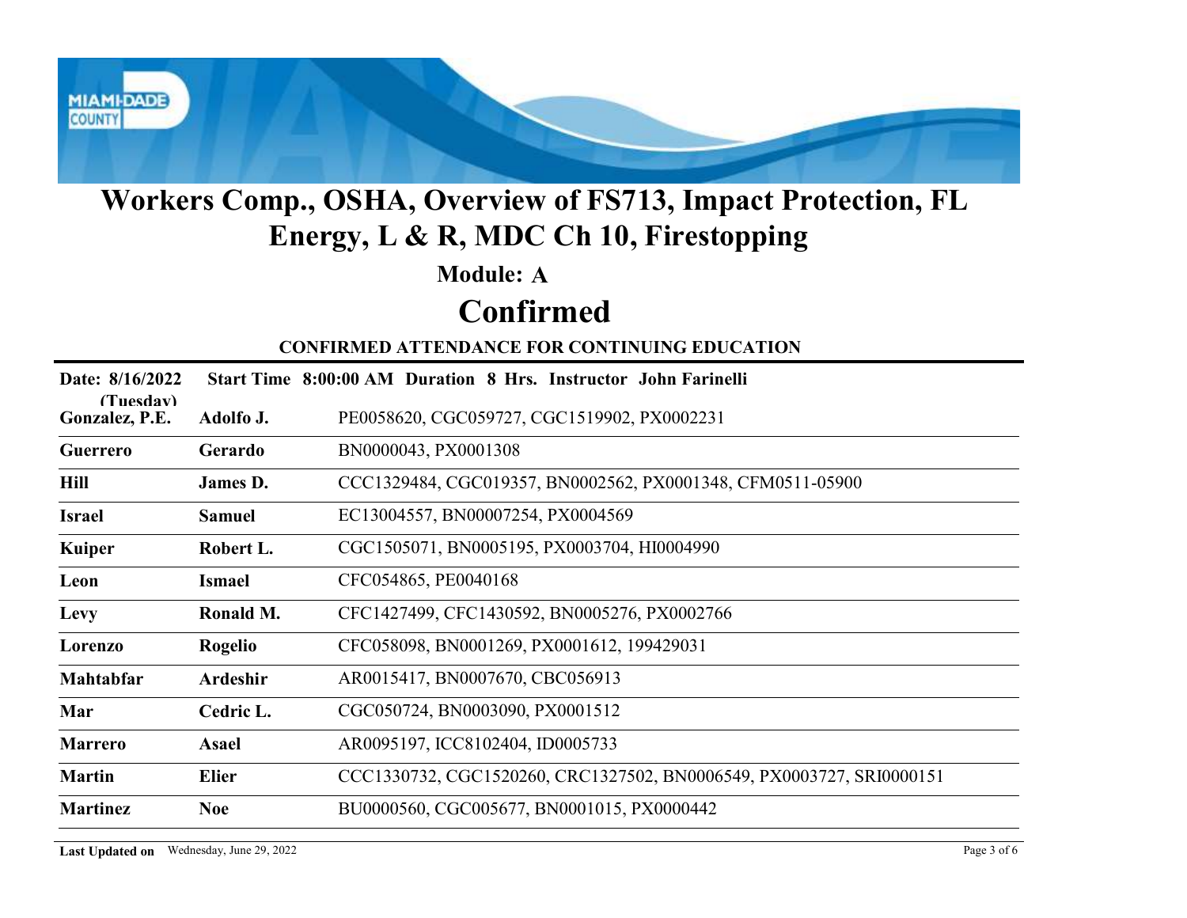# Workers Comp., OSHA, Overview of FS713, Impact Protection, FL Energy, L & R, MDC Ch 10, Firestopping

## Module: A

# Confirmed

### CONFIRMED ATTENDANCE FOR CONTINUING EDUCATION

**Date: 8/16/2022 (Tuesday)** **Start Time 8:00:00 AM Duration 8 Hrs. Instructor John Farinelli**

| | | |
|---|---|---|
| **Gonzalez, P.E.** | **Adolfo J.** | PE0058620, CGC059727, CGC1519902, PX0002231 |
| **Guerrero** | **Gerardo** | BN0000043, PX0001308 |
| **Hill** | **James D.** | CCC1329484, CGC019357, BN0002562, PX0001348, CFM0511-05900 |
| **Israel** | **Samuel** | EC13004557, BN00007254, PX0004569 |
| **Kuiper** | **Robert L.** | CGC1505071, BN0005195, PX0003704, HI0004990 |
| **Leon** | **Ismael** | CFC054865, PE0040168 |
| **Levy** | **Ronald M.** | CFC1427499, CFC1430592, BN0005276, PX0002766 |
| **Lorenzo** | **Rogelio** | CFC058098, BN0001269, PX0001612, 199429031 |
| **Mahtabfar** | **Ardeshir** | AR0015417, BN0007670, CBC056913 |
| **Mar** | **Cedric L.** | CGC050724, BN0003090, PX0001512 |
| **Marrero** | **Asael** | AR0095197, ICC8102404, ID0005733 |
| **Martin** | **Elier** | CCC1330732, CGC1520260, CRC1327502, BN0006549, PX0003727, SRI0000151 |
| **Martinez** | **Noe** | BU0000560, CGC005677, BN0001015, PX0000442 |

**Last Updated on** Wednesday, June 29, 2022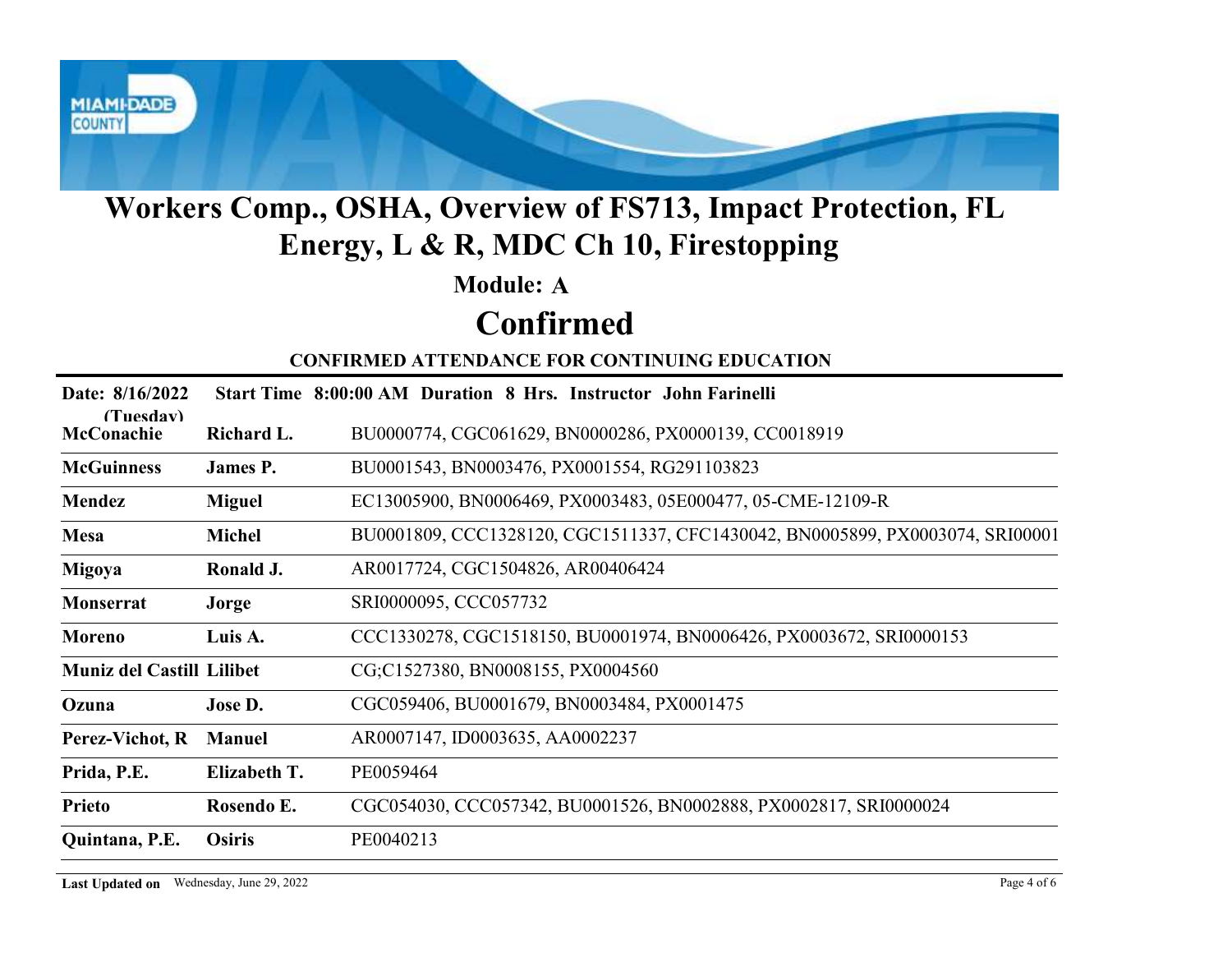# Workers Comp., OSHA, Overview of FS713, Impact Protection, FL Energy, L & R, MDC Ch 10, Firestopping

**Module: A**

## Confirmed

**CONFIRMED ATTENDANCE FOR CONTINUING EDUCATION**

**Date: 8/16/2022 (Tuesday)** **Start Time 8:00:00 AM Duration 8 Hrs. Instructor John Farinelli**

| | | |
|---|---|---|
| **McConachie** | **Richard L.** | BU0000774, CGC061629, BN0000286, PX0000139, CC0018919 |
| **McGuinness** | **James P.** | BU0001543, BN0003476, PX0001554, RG291103823 |
| **Mendez** | **Miguel** | EC13005900, BN0006469, PX0003483, 05E000477, 05-CME-12109-R |
| **Mesa** | **Michel** | BU0001809, CCC1328120, CGC1511337, CFC1430042, BN0005899, PX0003074, SRI00001 |
| **Migoya** | **Ronald J.** | AR0017724, CGC1504826, AR00406424 |
| **Monserrat** | **Jorge** | SRI0000095, CCC057732 |
| **Moreno** | **Luis A.** | CCC1330278, CGC1518150, BU0001974, BN0006426, PX0003672, SRI0000153 |
| **Muniz del Castill** | **Lilibet** | CG;C1527380, BN0008155, PX0004560 |
| **Ozuna** | **Jose D.** | CGC059406, BU0001679, BN0003484, PX0001475 |
| **Perez-Vichot, R** | **Manuel** | AR0007147, ID0003635, AA0002237 |
| **Prida, P.E.** | **Elizabeth T.** | PE0059464 |
| **Prieto** | **Rosendo E.** | CGC054030, CCC057342, BU0001526, BN0002888, PX0002817, SRI0000024 |
| **Quintana, P.E.** | **Osiris** | PE0040213 |

**Last Updated on** Wednesday, June 29, 2022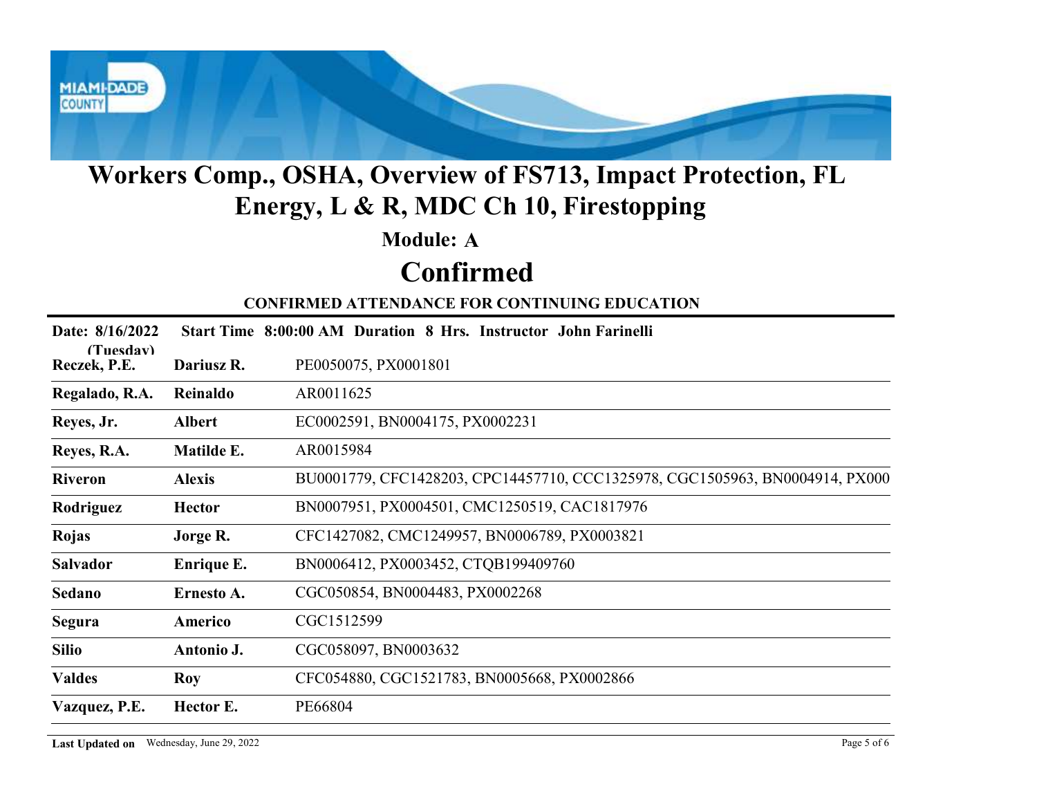# Workers Comp., OSHA, Overview of FS713, Impact Protection, FL Energy, L & R, MDC Ch 10, Firestopping

## Module: A

# Confirmed

### CONFIRMED ATTENDANCE FOR CONTINUING EDUCATION

**Date: 8/16/2022 (Tuesday)** **Start Time 8:00:00 AM Duration 8 Hrs. Instructor John Farinelli**

| | | |
|---|---|---|
| **Reczek, P.E.** | **Dariusz R.** | PE0050075, PX0001801 |
| **Regalado, R.A.** | **Reinaldo** | AR0011625 |
| **Reyes, Jr.** | **Albert** | EC0002591, BN0004175, PX0002231 |
| **Reyes, R.A.** | **Matilde E.** | AR0015984 |
| **Riveron** | **Alexis** | BU0001779, CFC1428203, CPC14457710, CCC1325978, CGC1505963, BN0004914, PX000 |
| **Rodriguez** | **Hector** | BN0007951, PX0004501, CMC1250519, CAC1817976 |
| **Rojas** | **Jorge R.** | CFC1427082, CMC1249957, BN0006789, PX0003821 |
| **Salvador** | **Enrique E.** | BN0006412, PX0003452, CTQB199409760 |
| **Sedano** | **Ernesto A.** | CGC050854, BN0004483, PX0002268 |
| **Segura** | **Americo** | CGC1512599 |
| **Silio** | **Antonio J.** | CGC058097, BN0003632 |
| **Valdes** | **Roy** | CFC054880, CGC1521783, BN0005668, PX0002866 |
| **Vazquez, P.E.** | **Hector E.** | PE66804 |

**Last Updated on** Wednesday, June 29, 2022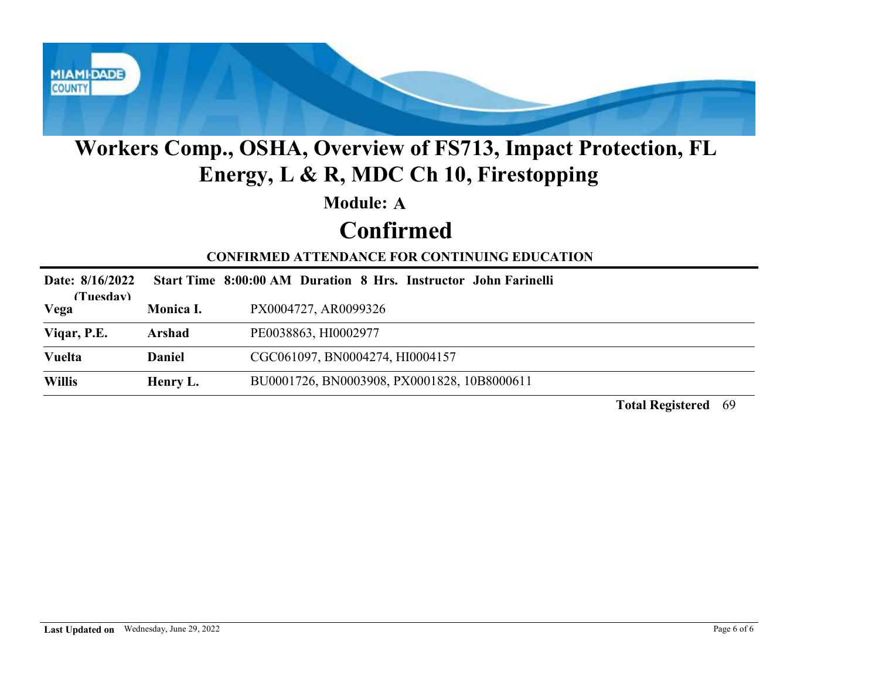# Workers Comp., OSHA, Overview of FS713, Impact Protection, FL Energy, L & R, MDC Ch 10, Firestopping

## Module: A

# Confirmed

**CONFIRMED ATTENDANCE FOR CONTINUING EDUCATION**

**Date: 8/16/2022 (Tuesday)** **Start Time 8:00:00 AM** **Duration 8 Hrs.** **Instructor John Farinelli**

| | | |
|---|---|---|
| **Vega** | **Monica I.** | PX0004727, AR0099326 |
| **Viqar, P.E.** | **Arshad** | PE0038863, HI0002977 |
| **Vuelta** | **Daniel** | CGC061097, BN0004274, HI0004157 |
| **Willis** | **Henry L.** | BU0001726, BN0003908, PX0001828, 10B8000611 |

**Total Registered** 69

**Last Updated on** Wednesday, June 29, 2022